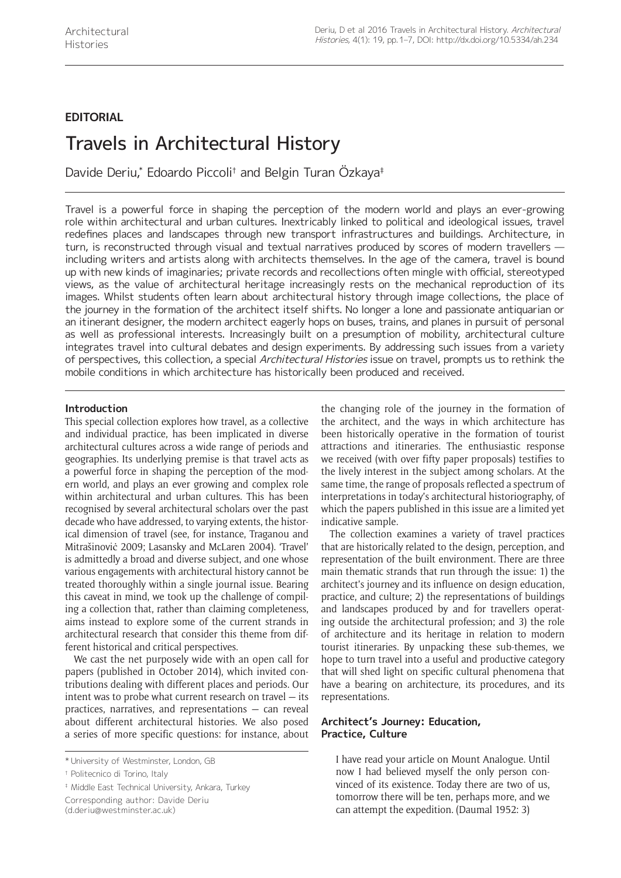**EDITORIAL**

# Travels in Architectural History

Davide Deriu,* Edoardo Piccoli† and Belgin Turan Özkaya‡

Travel is a powerful force in shaping the perception of the modern world and plays an ever-growing role within architectural and urban cultures. Inextricably linked to political and ideological issues, travel redefines places and landscapes through new transport infrastructures and buildings. Architecture, in turn, is reconstructed through visual and textual narratives produced by scores of modern travellers — including writers and artists along with architects themselves. In the age of the camera, travel is bound up with new kinds of imaginaries; private records and recollections often mingle with official, stereotyped views, as the value of architectural heritage increasingly rests on the mechanical reproduction of its images. Whilst students often learn about architectural history through image collections, the place of the journey in the formation of the architect itself shifts. No longer a lone and passionate antiquarian or an itinerant designer, the modern architect eagerly hops on buses, trains, and planes in pursuit of personal as well as professional interests. Increasingly built on a presumption of mobility, architectural culture integrates travel into cultural debates and design experiments. By addressing such issues from a variety of perspectives, this collection, a special *Architectural Histories* issue on travel, prompts us to rethink the mobile conditions in which architecture has historically been produced and received.

## Introduction

This special collection explores how travel, as a collective and individual practice, has been implicated in diverse architectural cultures across a wide range of periods and geographies. Its underlying premise is that travel acts as a powerful force in shaping the perception of the modern world, and plays an ever growing and complex role within architectural and urban cultures. This has been recognised by several architectural scholars over the past decade who have addressed, to varying extents, the historical dimension of travel (see, for instance, Traganou and Mitrašinović 2009; Lasansky and McLaren 2004). 'Travel' is admittedly a broad and diverse subject, and one whose various engagements with architectural history cannot be treated thoroughly within a single journal issue. Bearing this caveat in mind, we took up the challenge of compiling a collection that, rather than claiming completeness, aims instead to explore some of the current strands in architectural research that consider this theme from different historical and critical perspectives.

We cast the net purposely wide with an open call for papers (published in October 2014), which invited contributions dealing with different places and periods. Our intent was to probe what current research on travel — its practices, narratives, and representations — can reveal about different architectural histories. We also posed a series of more specific questions: for instance, about the changing role of the journey in the formation of the architect, and the ways in which architecture has been historically operative in the formation of tourist attractions and itineraries. The enthusiastic response we received (with over fifty paper proposals) testifies to the lively interest in the subject among scholars. At the same time, the range of proposals reflected a spectrum of interpretations in today's architectural historiography, of which the papers published in this issue are a limited yet indicative sample.

The collection examines a variety of travel practices that are historically related to the design, perception, and representation of the built environment. There are three main thematic strands that run through the issue: 1) the architect's journey and its influence on design education, practice, and culture; 2) the representations of buildings and landscapes produced by and for travellers operating outside the architectural profession; and 3) the role of architecture and its heritage in relation to modern tourist itineraries. By unpacking these sub-themes, we hope to turn travel into a useful and productive category that will shed light on specific cultural phenomena that have a bearing on architecture, its procedures, and its representations.

## Architect's Journey: Education, Practice, Culture

> I have read your article on Mount Analogue. Until now I had believed myself the only person convinced of its existence. Today there are two of us, tomorrow there will be ten, perhaps more, and we can attempt the expedition. (Daumal 1952: 3)

\* University of Westminster, London, GB

† Politecnico di Torino, Italy

‡ Middle East Technical University, Ankara, Turkey

Corresponding author: Davide Deriu (d.deriu@westminster.ac.uk)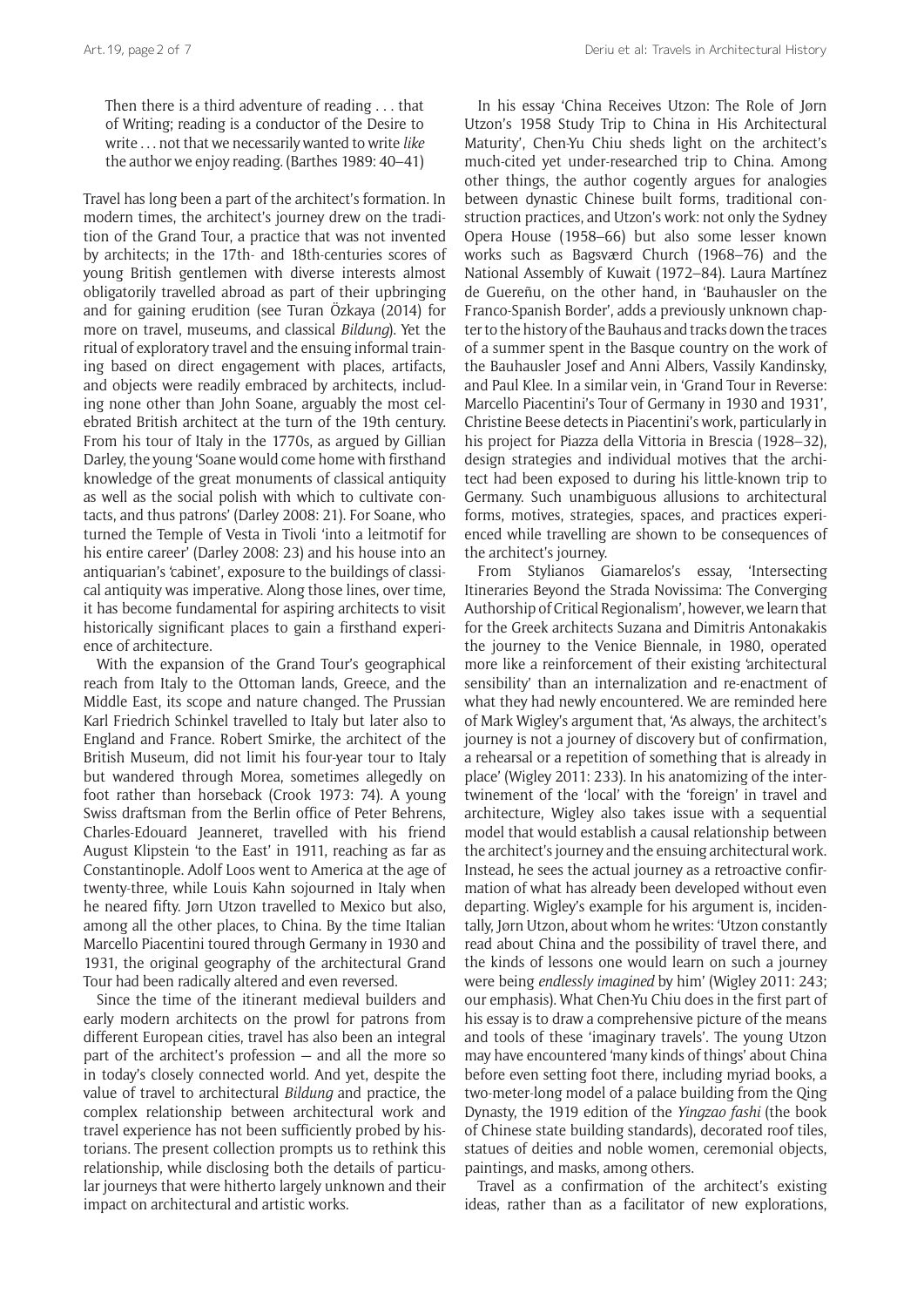> Then there is a third adventure of reading . . . that of Writing; reading is a conductor of the Desire to write . . . not that we necessarily wanted to write *like* the author we enjoy reading. (Barthes 1989: 40–41)

Travel has long been a part of the architect's formation. In modern times, the architect's journey drew on the tradition of the Grand Tour, a practice that was not invented by architects; in the 17th- and 18th-centuries scores of young British gentlemen with diverse interests almost obligatorily travelled abroad as part of their upbringing and for gaining erudition (see Turan Özkaya (2014) for more on travel, museums, and classical *Bildung*). Yet the ritual of exploratory travel and the ensuing informal training based on direct engagement with places, artifacts, and objects were readily embraced by architects, including none other than John Soane, arguably the most celebrated British architect at the turn of the 19th century. From his tour of Italy in the 1770s, as argued by Gillian Darley, the young 'Soane would come home with firsthand knowledge of the great monuments of classical antiquity as well as the social polish with which to cultivate contacts, and thus patrons' (Darley 2008: 21). For Soane, who turned the Temple of Vesta in Tivoli 'into a leitmotif for his entire career' (Darley 2008: 23) and his house into an antiquarian's 'cabinet', exposure to the buildings of classical antiquity was imperative. Along those lines, over time, it has become fundamental for aspiring architects to visit historically significant places to gain a firsthand experience of architecture.

With the expansion of the Grand Tour's geographical reach from Italy to the Ottoman lands, Greece, and the Middle East, its scope and nature changed. The Prussian Karl Friedrich Schinkel travelled to Italy but later also to England and France. Robert Smirke, the architect of the British Museum, did not limit his four-year tour to Italy but wandered through Morea, sometimes allegedly on foot rather than horseback (Crook 1973: 74). A young Swiss draftsman from the Berlin office of Peter Behrens, Charles-Edouard Jeanneret, travelled with his friend August Klipstein 'to the East' in 1911, reaching as far as Constantinople. Adolf Loos went to America at the age of twenty-three, while Louis Kahn sojourned in Italy when he neared fifty. Jørn Utzon travelled to Mexico but also, among all the other places, to China. By the time Italian Marcello Piacentini toured through Germany in 1930 and 1931, the original geography of the architectural Grand Tour had been radically altered and even reversed.

Since the time of the itinerant medieval builders and early modern architects on the prowl for patrons from different European cities, travel has also been an integral part of the architect's profession — and all the more so in today's closely connected world. And yet, despite the value of travel to architectural *Bildung* and practice, the complex relationship between architectural work and travel experience has not been sufficiently probed by historians. The present collection prompts us to rethink this relationship, while disclosing both the details of particular journeys that were hitherto largely unknown and their impact on architectural and artistic works.

In his essay 'China Receives Utzon: The Role of Jørn Utzon's 1958 Study Trip to China in His Architectural Maturity', Chen-Yu Chiu sheds light on the architect's much-cited yet under-researched trip to China. Among other things, the author cogently argues for analogies between dynastic Chinese built forms, traditional construction practices, and Utzon's work: not only the Sydney Opera House (1958–66) but also some lesser known works such as Bagsværd Church (1968–76) and the National Assembly of Kuwait (1972–84). Laura Martínez de Guereñu, on the other hand, in 'Bauhausler on the Franco-Spanish Border', adds a previously unknown chapter to the history of the Bauhaus and tracks down the traces of a summer spent in the Basque country on the work of the Bauhausler Josef and Anni Albers, Vassily Kandinsky, and Paul Klee. In a similar vein, in 'Grand Tour in Reverse: Marcello Piacentini's Tour of Germany in 1930 and 1931', Christine Beese detects in Piacentini's work, particularly in his project for Piazza della Vittoria in Brescia (1928–32), design strategies and individual motives that the architect had been exposed to during his little-known trip to Germany. Such unambiguous allusions to architectural forms, motives, strategies, spaces, and practices experienced while travelling are shown to be consequences of the architect's journey.

From Stylianos Giamarelos's essay, 'Intersecting Itineraries Beyond the Strada Novissima: The Converging Authorship of Critical Regionalism', however, we learn that for the Greek architects Suzana and Dimitris Antonakakis the journey to the Venice Biennale, in 1980, operated more like a reinforcement of their existing 'architectural sensibility' than an internalization and re-enactment of what they had newly encountered. We are reminded here of Mark Wigley's argument that, 'As always, the architect's journey is not a journey of discovery but of confirmation, a rehearsal or a repetition of something that is already in place' (Wigley 2011: 233). In his anatomizing of the intertwinement of the 'local' with the 'foreign' in travel and architecture, Wigley also takes issue with a sequential model that would establish a causal relationship between the architect's journey and the ensuing architectural work. Instead, he sees the actual journey as a retroactive confirmation of what has already been developed without even departing. Wigley's example for his argument is, incidentally, Jørn Utzon, about whom he writes: 'Utzon constantly read about China and the possibility of travel there, and the kinds of lessons one would learn on such a journey were being *endlessly imagined* by him' (Wigley 2011: 243; our emphasis). What Chen-Yu Chiu does in the first part of his essay is to draw a comprehensive picture of the means and tools of these 'imaginary travels'. The young Utzon may have encountered 'many kinds of things' about China before even setting foot there, including myriad books, a two-meter-long model of a palace building from the Qing Dynasty, the 1919 edition of the *Yingzao fashi* (the book of Chinese state building standards), decorated roof tiles, statues of deities and noble women, ceremonial objects, paintings, and masks, among others.

Travel as a confirmation of the architect's existing ideas, rather than as a facilitator of new explorations,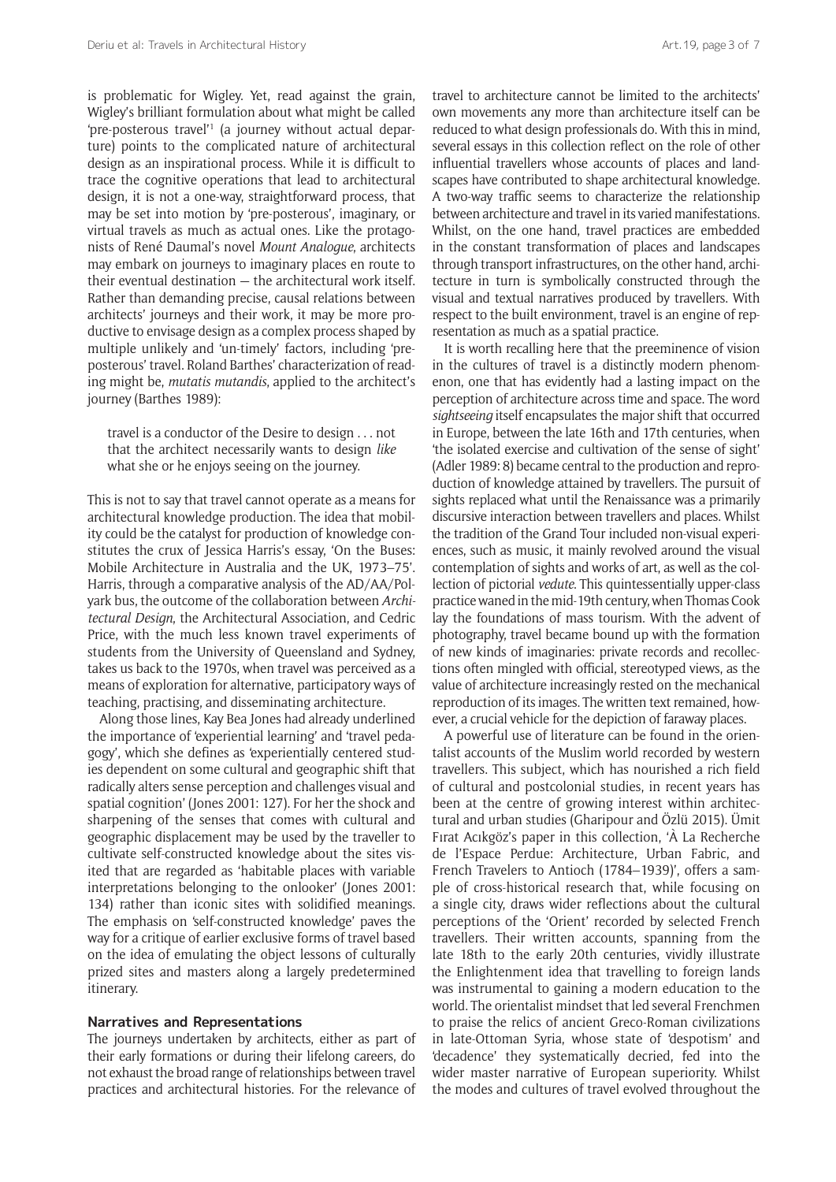is problematic for Wigley. Yet, read against the grain, Wigley's brilliant formulation about what might be called 'pre-posterous travel'[1] (a journey without actual departure) points to the complicated nature of architectural design as an inspirational process. While it is difficult to trace the cognitive operations that lead to architectural design, it is not a one-way, straightforward process, that may be set into motion by 'pre-posterous', imaginary, or virtual travels as much as actual ones. Like the protagonists of René Daumal's novel *Mount Analogue*, architects may embark on journeys to imaginary places en route to their eventual destination — the architectural work itself. Rather than demanding precise, causal relations between architects' journeys and their work, it may be more productive to envisage design as a complex process shaped by multiple unlikely and 'un-timely' factors, including 'pre-posterous' travel. Roland Barthes' characterization of reading might be, *mutatis mutandis*, applied to the architect's journey (Barthes 1989):

> travel is a conductor of the Desire to design . . . not that the architect necessarily wants to design *like* what she or he enjoys seeing on the journey.

This is not to say that travel cannot operate as a means for architectural knowledge production. The idea that mobility could be the catalyst for production of knowledge constitutes the crux of Jessica Harris's essay, 'On the Buses: Mobile Architecture in Australia and the UK, 1973–75'. Harris, through a comparative analysis of the AD/AA/Polyark bus, the outcome of the collaboration between *Architectural Design*, the Architectural Association, and Cedric Price, with the much less known travel experiments of students from the University of Queensland and Sydney, takes us back to the 1970s, when travel was perceived as a means of exploration for alternative, participatory ways of teaching, practising, and disseminating architecture.

Along those lines, Kay Bea Jones had already underlined the importance of 'experiential learning' and 'travel pedagogy', which she defines as 'experientially centered studies dependent on some cultural and geographic shift that radically alters sense perception and challenges visual and spatial cognition' (Jones 2001: 127). For her the shock and sharpening of the senses that comes with cultural and geographic displacement may be used by the traveller to cultivate self-constructed knowledge about the sites visited that are regarded as 'habitable places with variable interpretations belonging to the onlooker' (Jones 2001: 134) rather than iconic sites with solidified meanings. The emphasis on 'self-constructed knowledge' paves the way for a critique of earlier exclusive forms of travel based on the idea of emulating the object lessons of culturally prized sites and masters along a largely predetermined itinerary.

## Narratives and Representations

The journeys undertaken by architects, either as part of their early formations or during their lifelong careers, do not exhaust the broad range of relationships between travel practices and architectural histories. For the relevance of travel to architecture cannot be limited to the architects' own movements any more than architecture itself can be reduced to what design professionals do. With this in mind, several essays in this collection reflect on the role of other influential travellers whose accounts of places and landscapes have contributed to shape architectural knowledge. A two-way traffic seems to characterize the relationship between architecture and travel in its varied manifestations. Whilst, on the one hand, travel practices are embedded in the constant transformation of places and landscapes through transport infrastructures, on the other hand, architecture in turn is symbolically constructed through the visual and textual narratives produced by travellers. With respect to the built environment, travel is an engine of representation as much as a spatial practice.

It is worth recalling here that the preeminence of vision in the cultures of travel is a distinctly modern phenomenon, one that has evidently had a lasting impact on the perception of architecture across time and space. The word *sightseeing* itself encapsulates the major shift that occurred in Europe, between the late 16th and 17th centuries, when 'the isolated exercise and cultivation of the sense of sight' (Adler 1989: 8) became central to the production and reproduction of knowledge attained by travellers. The pursuit of sights replaced what until the Renaissance was a primarily discursive interaction between travellers and places. Whilst the tradition of the Grand Tour included non-visual experiences, such as music, it mainly revolved around the visual contemplation of sights and works of art, as well as the collection of pictorial *vedute*. This quintessentially upper-class practice waned in the mid-19th century, when Thomas Cook lay the foundations of mass tourism. With the advent of photography, travel became bound up with the formation of new kinds of imaginaries: private records and recollections often mingled with official, stereotyped views, as the value of architecture increasingly rested on the mechanical reproduction of its images. The written text remained, however, a crucial vehicle for the depiction of faraway places.

A powerful use of literature can be found in the orientalist accounts of the Muslim world recorded by western travellers. This subject, which has nourished a rich field of cultural and postcolonial studies, in recent years has been at the centre of growing interest within architectural and urban studies (Gharipour and Özlü 2015). Ümit Fırat Acıkgöz's paper in this collection, 'À La Recherche de l'Espace Perdue: Architecture, Urban Fabric, and French Travelers to Antioch (1784–1939)', offers a sample of cross-historical research that, while focusing on a single city, draws wider reflections about the cultural perceptions of the 'Orient' recorded by selected French travellers. Their written accounts, spanning from the late 18th to the early 20th centuries, vividly illustrate the Enlightenment idea that travelling to foreign lands was instrumental to gaining a modern education to the world. The orientalist mindset that led several Frenchmen to praise the relics of ancient Greco-Roman civilizations in late-Ottoman Syria, whose state of 'despotism' and 'decadence' they systematically decried, fed into the wider master narrative of European superiority. Whilst the modes and cultures of travel evolved throughout the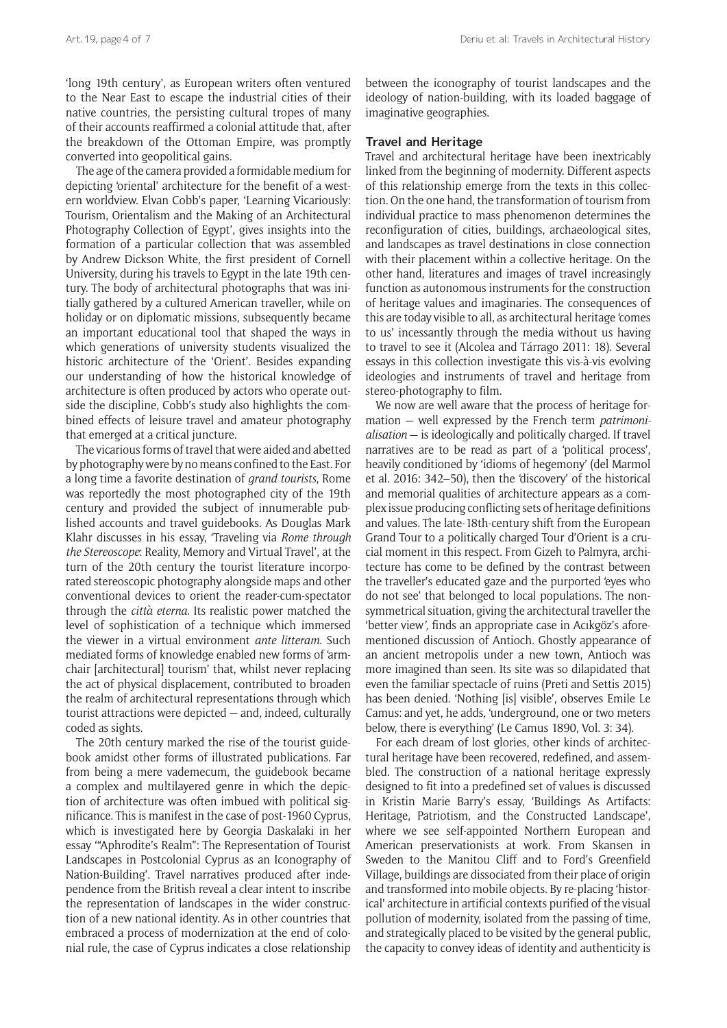'long 19th century', as European writers often ventured to the Near East to escape the industrial cities of their native countries, the persisting cultural tropes of many of their accounts reaffirmed a colonial attitude that, after the breakdown of the Ottoman Empire, was promptly converted into geopolitical gains.

The age of the camera provided a formidable medium for depicting 'oriental' architecture for the benefit of a western worldview. Elvan Cobb's paper, 'Learning Vicariously: Tourism, Orientalism and the Making of an Architectural Photography Collection of Egypt', gives insights into the formation of a particular collection that was assembled by Andrew Dickson White, the first president of Cornell University, during his travels to Egypt in the late 19th century. The body of architectural photographs that was initially gathered by a cultured American traveller, while on holiday or on diplomatic missions, subsequently became an important educational tool that shaped the ways in which generations of university students visualized the historic architecture of the 'Orient'. Besides expanding our understanding of how the historical knowledge of architecture is often produced by actors who operate outside the discipline, Cobb's study also highlights the combined effects of leisure travel and amateur photography that emerged at a critical juncture.

The vicarious forms of travel that were aided and abetted by photography were by no means confined to the East. For a long time a favorite destination of *grand tourists*, Rome was reportedly the most photographed city of the 19th century and provided the subject of innumerable published accounts and travel guidebooks. As Douglas Mark Klahr discusses in his essay, 'Traveling via *Rome through the Stereoscope*: Reality, Memory and Virtual Travel', at the turn of the 20th century the tourist literature incorporated stereoscopic photography alongside maps and other conventional devices to orient the reader-cum-spectator through the *città eterna*. Its realistic power matched the level of sophistication of a technique which immersed the viewer in a virtual environment *ante litteram*. Such mediated forms of knowledge enabled new forms of 'armchair [architectural] tourism' that, whilst never replacing the act of physical displacement, contributed to broaden the realm of architectural representations through which tourist attractions were depicted — and, indeed, culturally coded as sights.

The 20th century marked the rise of the tourist guidebook amidst other forms of illustrated publications. Far from being a mere vademecum, the guidebook became a complex and multilayered genre in which the depiction of architecture was often imbued with political significance. This is manifest in the case of post-1960 Cyprus, which is investigated here by Georgia Daskalaki in her essay '"Aphrodite's Realm": The Representation of Tourist Landscapes in Postcolonial Cyprus as an Iconography of Nation-Building'. Travel narratives produced after independence from the British reveal a clear intent to inscribe the representation of landscapes in the wider construction of a new national identity. As in other countries that embraced a process of modernization at the end of colonial rule, the case of Cyprus indicates a close relationship between the iconography of tourist landscapes and the ideology of nation-building, with its loaded baggage of imaginative geographies.

## Travel and Heritage

Travel and architectural heritage have been inextricably linked from the beginning of modernity. Different aspects of this relationship emerge from the texts in this collection. On the one hand, the transformation of tourism from individual practice to mass phenomenon determines the reconfiguration of cities, buildings, archaeological sites, and landscapes as travel destinations in close connection with their placement within a collective heritage. On the other hand, literatures and images of travel increasingly function as autonomous instruments for the construction of heritage values and imaginaries. The consequences of this are today visible to all, as architectural heritage 'comes to us' incessantly through the media without us having to travel to see it (Alcolea and Tárrago 2011: 18). Several essays in this collection investigate this vis-à-vis evolving ideologies and instruments of travel and heritage from stereo-photography to film.

We now are well aware that the process of heritage formation — well expressed by the French term *patrimonialisation* — is ideologically and politically charged. If travel narratives are to be read as part of a 'political process', heavily conditioned by 'idioms of hegemony' (del Marmol et al. 2016: 342–50), then the 'discovery' of the historical and memorial qualities of architecture appears as a complex issue producing conflicting sets of heritage definitions and values. The late-18th-century shift from the European Grand Tour to a politically charged Tour d'Orient is a crucial moment in this respect. From Gizeh to Palmyra, architecture has come to be defined by the contrast between the traveller's educated gaze and the purported 'eyes who do not see' that belonged to local populations. The non-symmetrical situation, giving the architectural traveller the 'better view', finds an appropriate case in Acıkgöz's aforementioned discussion of Antioch. Ghostly appearance of an ancient metropolis under a new town, Antioch was more imagined than seen. Its site was so dilapidated that even the familiar spectacle of ruins (Preti and Settis 2015) has been denied. 'Nothing [is] visible', observes Emile Le Camus: and yet, he adds, 'underground, one or two meters below, there is everything' (Le Camus 1890, Vol. 3: 34).

For each dream of lost glories, other kinds of architectural heritage have been recovered, redefined, and assembled. The construction of a national heritage expressly designed to fit into a predefined set of values is discussed in Kristin Marie Barry's essay, 'Buildings As Artifacts: Heritage, Patriotism, and the Constructed Landscape', where we see self-appointed Northern European and American preservationists at work. From Skansen in Sweden to the Manitou Cliff and to Ford's Greenfield Village, buildings are dissociated from their place of origin and transformed into mobile objects. By re-placing 'historical' architecture in artificial contexts purified of the visual pollution of modernity, isolated from the passing of time, and strategically placed to be visited by the general public, the capacity to convey ideas of identity and authenticity is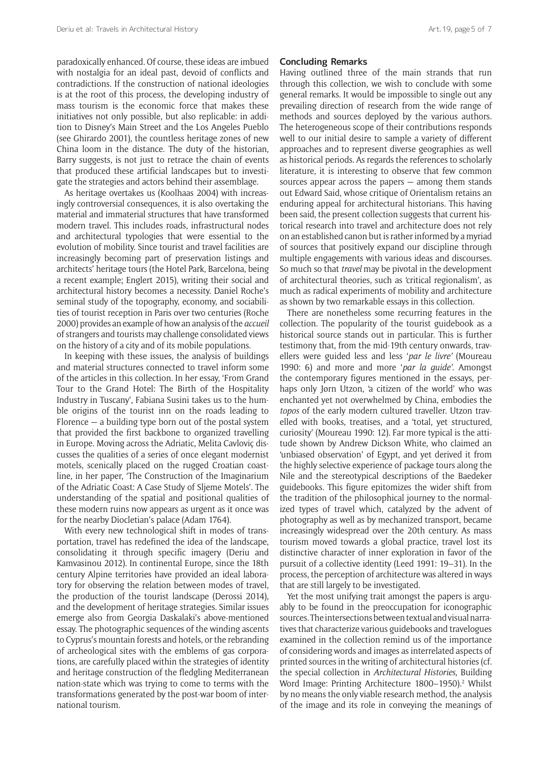paradoxically enhanced. Of course, these ideas are imbued with nostalgia for an ideal past, devoid of conflicts and contradictions. If the construction of national ideologies is at the root of this process, the developing industry of mass tourism is the economic force that makes these initiatives not only possible, but also replicable: in addition to Disney's Main Street and the Los Angeles Pueblo (see Ghirardo 2001), the countless heritage zones of new China loom in the distance. The duty of the historian, Barry suggests, is not just to retrace the chain of events that produced these artificial landscapes but to investigate the strategies and actors behind their assemblage.

As heritage overtakes us (Koolhaas 2004) with increasingly controversial consequences, it is also overtaking the material and immaterial structures that have transformed modern travel. This includes roads, infrastructural nodes and architectural typologies that were essential to the evolution of mobility. Since tourist and travel facilities are increasingly becoming part of preservation listings and architects' heritage tours (the Hotel Park, Barcelona, being a recent example; Englert 2015), writing their social and architectural history becomes a necessity. Daniel Roche's seminal study of the topography, economy, and sociabilities of tourist reception in Paris over two centuries (Roche 2000) provides an example of how an analysis of the *accueil* of strangers and tourists may challenge consolidated views on the history of a city and of its mobile populations.

In keeping with these issues, the analysis of buildings and material structures connected to travel inform some of the articles in this collection. In her essay, 'From Grand Tour to the Grand Hotel: The Birth of the Hospitality Industry in Tuscany', Fabiana Susini takes us to the humble origins of the tourist inn on the roads leading to Florence — a building type born out of the postal system that provided the first backbone to organized travelling in Europe. Moving across the Adriatic, Melita Cavloviç discusses the qualities of a series of once elegant modernist motels, scenically placed on the rugged Croatian coastline, in her paper, 'The Construction of the Imaginarium of the Adriatic Coast: A Case Study of Sljeme Motels'. The understanding of the spatial and positional qualities of these modern ruins now appears as urgent as it once was for the nearby Diocletian's palace (Adam 1764).

With every new technological shift in modes of transportation, travel has redefined the idea of the landscape, consolidating it through specific imagery (Deriu and Kamvasinou 2012). In continental Europe, since the 18th century Alpine territories have provided an ideal laboratory for observing the relation between modes of travel, the production of the tourist landscape (Derossi 2014), and the development of heritage strategies. Similar issues emerge also from Georgia Daskalaki's above-mentioned essay. The photographic sequences of the winding ascents to Cyprus's mountain forests and hotels, or the rebranding of archeological sites with the emblems of gas corporations, are carefully placed within the strategies of identity and heritage construction of the fledgling Mediterranean nation-state which was trying to come to terms with the transformations generated by the post-war boom of international tourism.

## Concluding Remarks

Having outlined three of the main strands that run through this collection, we wish to conclude with some general remarks. It would be impossible to single out any prevailing direction of research from the wide range of methods and sources deployed by the various authors. The heterogeneous scope of their contributions responds well to our initial desire to sample a variety of different approaches and to represent diverse geographies as well as historical periods. As regards the references to scholarly literature, it is interesting to observe that few common sources appear across the papers — among them stands out Edward Said, whose critique of Orientalism retains an enduring appeal for architectural historians. This having been said, the present collection suggests that current historical research into travel and architecture does not rely on an established canon but is rather informed by a myriad of sources that positively expand our discipline through multiple engagements with various ideas and discourses. So much so that *travel* may be pivotal in the development of architectural theories, such as 'critical regionalism', as much as radical experiments of mobility and architecture as shown by two remarkable essays in this collection.

There are nonetheless some recurring features in the collection. The popularity of the tourist guidebook as a historical source stands out in particular. This is further testimony that, from the mid-19th century onwards, travellers were guided less and less '*par le livre*' (Moureau 1990: 6) and more and more '*par la guide*'. Amongst the contemporary figures mentioned in the essays, perhaps only Jorn Utzon, 'a citizen of the world' who was enchanted yet not overwhelmed by China, embodies the *topos* of the early modern cultured traveller. Utzon travelled with books, treatises, and a 'total, yet structured, curiosity' (Moureau 1990: 12). Far more typical is the attitude shown by Andrew Dickson White, who claimed an 'unbiased observation' of Egypt, and yet derived it from the highly selective experience of package tours along the Nile and the stereotypical descriptions of the Baedeker guidebooks. This figure epitomizes the wider shift from the tradition of the philosophical journey to the normalized types of travel which, catalyzed by the advent of photography as well as by mechanized transport, became increasingly widespread over the 20th century. As mass tourism moved towards a global practice, travel lost its distinctive character of inner exploration in favor of the pursuit of a collective identity (Leed 1991: 19–31). In the process, the perception of architecture was altered in ways that are still largely to be investigated.

Yet the most unifying trait amongst the papers is arguably to be found in the preoccupation for iconographic sources. The intersections between textual and visual narratives that characterize various guidebooks and travelogues examined in the collection remind us of the importance of considering words and images as interrelated aspects of printed sources in the writing of architectural histories (cf. the special collection in *Architectural Histories*, Building Word Image: Printing Architecture 1800–1950).[2] Whilst by no means the only viable research method, the analysis of the image and its role in conveying the meanings of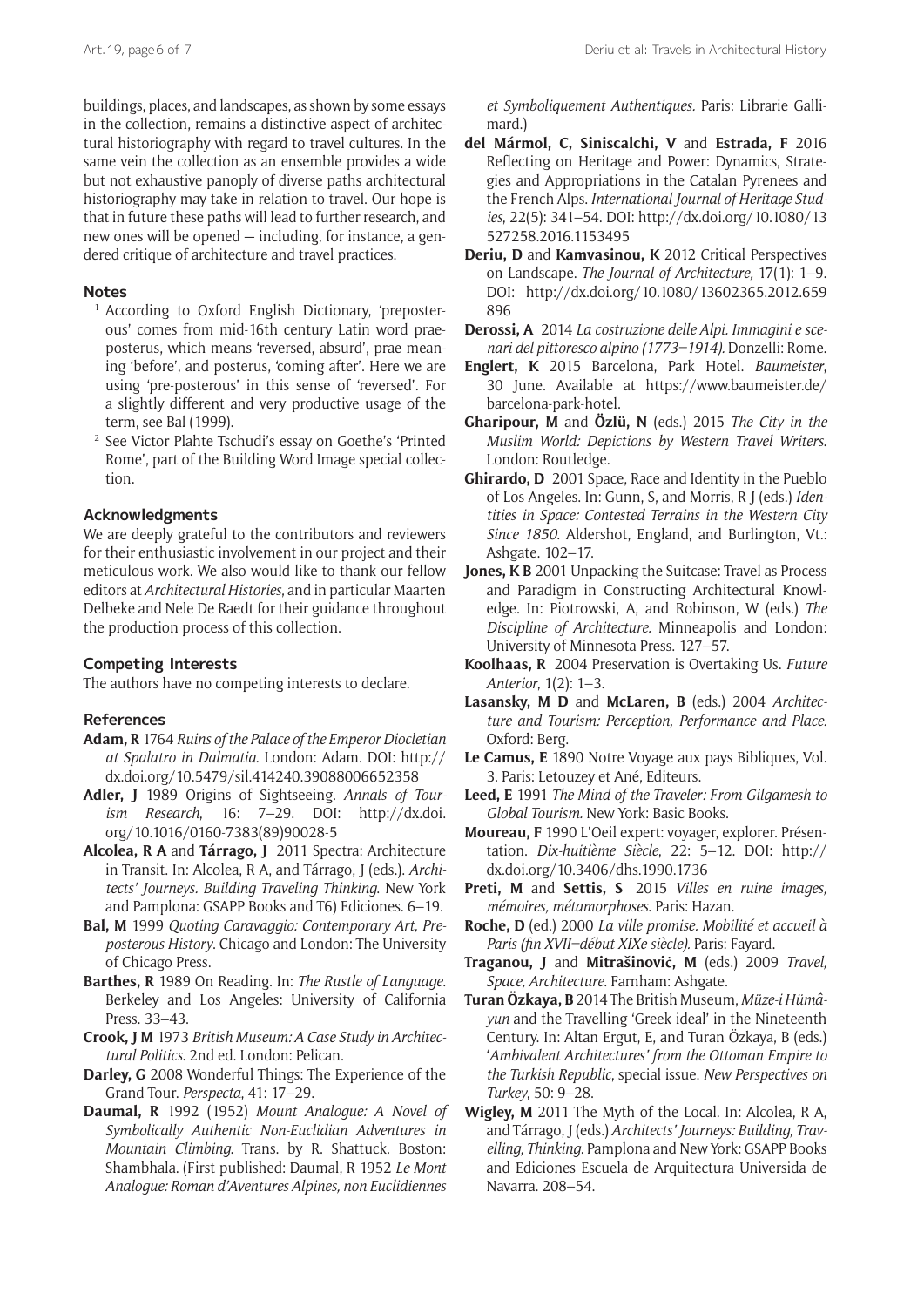buildings, places, and landscapes, as shown by some essays in the collection, remains a distinctive aspect of architectural historiography with regard to travel cultures. In the same vein the collection as an ensemble provides a wide but not exhaustive panoply of diverse paths architectural historiography may take in relation to travel. Our hope is that in future these paths will lead to further research, and new ones will be opened — including, for instance, a gendered critique of architecture and travel practices.

## Notes

[1] According to Oxford English Dictionary, 'preposterous' comes from mid-16th century Latin word praeposterus, which means 'reversed, absurd', prae meaning 'before', and posterus, 'coming after'. Here we are using 'pre-posterous' in this sense of 'reversed'. For a slightly different and very productive usage of the term, see Bal (1999).

[2] See Victor Plahte Tschudi's essay on Goethe's 'Printed Rome', part of the Building Word Image special collection.

## Acknowledgments

We are deeply grateful to the contributors and reviewers for their enthusiastic involvement in our project and their meticulous work. We also would like to thank our fellow editors at *Architectural Histories*, and in particular Maarten Delbeke and Nele De Raedt for their guidance throughout the production process of this collection.

## Competing Interests

The authors have no competing interests to declare.

## References

**Adam, R** 1764 *Ruins of the Palace of the Emperor Diocletian at Spalatro in Dalmatia*. London: Adam. DOI: http://dx.doi.org/10.5479/sil.414240.39088006652358

**Adler, J** 1989 Origins of Sightseeing. *Annals of Tourism Research*, 16: 7–29. DOI: http://dx.doi.org/10.1016/0160-7383(89)90028-5

**Alcolea, R A** and **Tárrago, J** 2011 Spectra: Architecture in Transit. In: Alcolea, R A, and Tárrago, J (eds.). *Architects' Journeys. Building Traveling Thinking*. New York and Pamplona: GSAPP Books and T6) Ediciones. 6–19.

**Bal, M** 1999 *Quoting Caravaggio: Contemporary Art, Preposterous History*. Chicago and London: The University of Chicago Press.

**Barthes, R** 1989 On Reading. In: *The Rustle of Language*. Berkeley and Los Angeles: University of California Press. 33–43.

**Crook, J M** 1973 *British Museum: A Case Study in Architectural Politics*. 2nd ed. London: Pelican.

**Darley, G** 2008 Wonderful Things: The Experience of the Grand Tour. *Perspecta*, 41: 17–29.

**Daumal, R** 1992 (1952) *Mount Analogue: A Novel of Symbolically Authentic Non-Euclidian Adventures in Mountain Climbing*. Trans. by R. Shattuck. Boston: Shambhala. (First published: Daumal, R 1952 *Le Mont Analogue: Roman d'Aventures Alpines, non Euclidiennes et Symboliquement Authentiques*. Paris: Librarie Gallimard.)

**del Mármol, C, Siniscalchi, V** and **Estrada, F** 2016 Reflecting on Heritage and Power: Dynamics, Strategies and Appropriations in the Catalan Pyrenees and the French Alps. *International Journal of Heritage Studies*, 22(5): 341–54. DOI: http://dx.doi.org/10.1080/13527258.2016.1153495

**Deriu, D** and **Kamvasinou, K** 2012 Critical Perspectives on Landscape. *The Journal of Architecture*, 17(1): 1–9. DOI: http://dx.doi.org/10.1080/13602365.2012.659896

**Derossi, A** 2014 *La costruzione delle Alpi. Immagini e scenari del pittoresco alpino (1773–1914)*. Donzelli: Rome.

**Englert, K** 2015 Barcelona, Park Hotel. *Baumeister*, 30 June. Available at https://www.baumeister.de/barcelona-park-hotel.

**Gharipour, M** and **Özlü, N** (eds.) 2015 *The City in the Muslim World: Depictions by Western Travel Writers*. London: Routledge.

**Ghirardo, D** 2001 Space, Race and Identity in the Pueblo of Los Angeles. In: Gunn, S, and Morris, R J (eds.) *Identities in Space: Contested Terrains in the Western City Since 1850*. Aldershot, England, and Burlington, Vt.: Ashgate. 102–17.

**Jones, K B** 2001 Unpacking the Suitcase: Travel as Process and Paradigm in Constructing Architectural Knowledge. In: Piotrowski, A, and Robinson, W (eds.) *The Discipline of Architecture*. Minneapolis and London: University of Minnesota Press. 127–57.

**Koolhaas, R** 2004 Preservation is Overtaking Us. *Future Anterior*, 1(2): 1–3.

**Lasansky, M D** and **McLaren, B** (eds.) 2004 *Architecture and Tourism: Perception, Performance and Place*. Oxford: Berg.

**Le Camus, E** 1890 Notre Voyage aux pays Bibliques, Vol. 3. Paris: Letouzey et Ané, Editeurs.

**Leed, E** 1991 *The Mind of the Traveler: From Gilgamesh to Global Tourism*. New York: Basic Books.

**Moureau, F** 1990 L'Oeil expert: voyager, explorer. Présentation. *Dix-huitième Siècle*, 22: 5–12. DOI: http://dx.doi.org/10.3406/dhs.1990.1736

**Preti, M** and **Settis, S** 2015 *Villes en ruine images, mémoires, métamorphoses*. Paris: Hazan.

**Roche, D** (ed.) 2000 *La ville promise. Mobilité et accueil à Paris (fin XVII–début XIXe siècle)*. Paris: Fayard.

**Traganou, J** and **Mitrašinović, M** (eds.) 2009 *Travel, Space, Architecture*. Farnham: Ashgate.

**Turan Özkaya, B** 2014 The British Museum, *Müze-i Hümâyun* and the Travelling 'Greek ideal' in the Nineteenth Century. In: Altan Ergut, E, and Turan Özkaya, B (eds.) '*Ambivalent Architectures' from the Ottoman Empire to the Turkish Republic*, special issue. *New Perspectives on Turkey*, 50: 9–28.

**Wigley, M** 2011 The Myth of the Local. In: Alcolea, R A, and Tárrago, J (eds.) *Architects' Journeys: Building, Travelling, Thinking*. Pamplona and New York: GSAPP Books and Ediciones Escuela de Arquitectura Universida de Navarra. 208–54.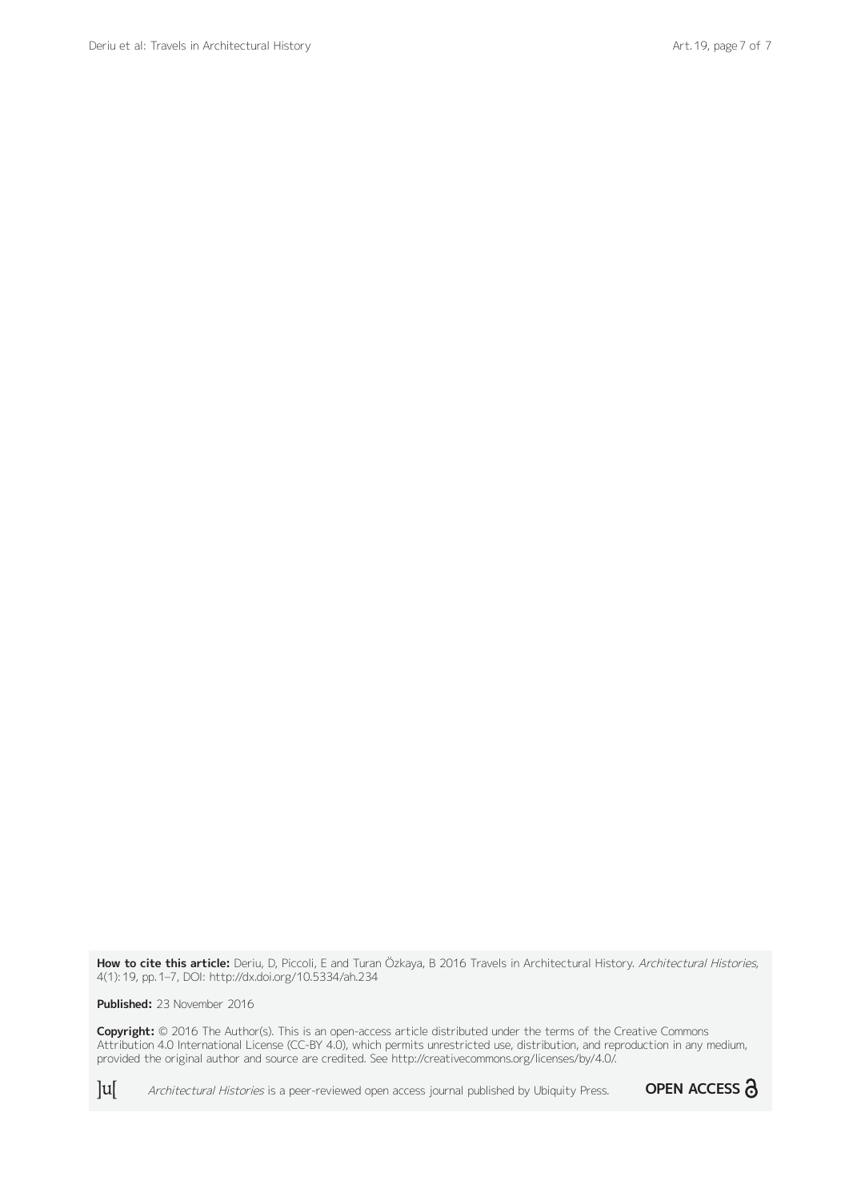**How to cite this article:** Deriu, D, Piccoli, E and Turan Özkaya, B 2016 Travels in Architectural History. *Architectural Histories*, 4(1): 19, pp. 1–7, DOI: http://dx.doi.org/10.5334/ah.234

**Published:** 23 November 2016

**Copyright:** © 2016 The Author(s). This is an open-access article distributed under the terms of the Creative Commons Attribution 4.0 International License (CC-BY 4.0), which permits unrestricted use, distribution, and reproduction in any medium, provided the original author and source are credited. See http://creativecommons.org/licenses/by/4.0/.

]u[ *Architectural Histories* is a peer-reviewed open access journal published by Ubiquity Press. **OPEN ACCESS**